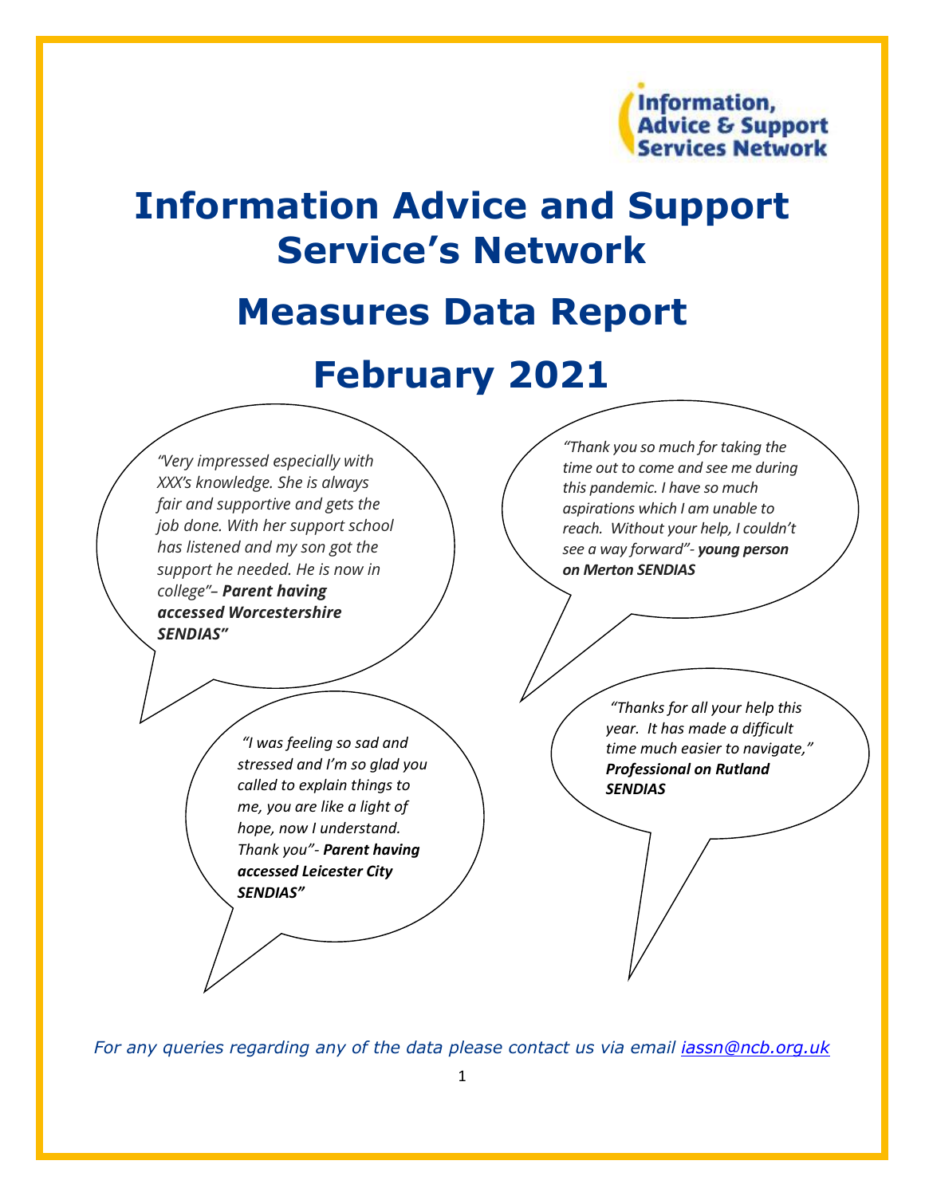Information, Advice & Support Services Network

# Information Advice and Support Service's Network

# Measures Data Report

# February 2021

*"Very impressed especially with XXX's knowledge. She is always fair and supportive and gets the job done. With her support school has listened and my son got the support he needed. He is now in college"– **Parent having accessed Worcestershire SENDIAS"***

*"Thank you so much for taking the time out to come and see me during this pandemic. I have so much aspirations which I am unable to reach. Without your help, I couldn't see a way forward"- **young person on Merton SENDIAS***

*"I was feeling so sad and stressed and I'm so glad you called to explain things to me, you are like a light of hope, now I understand. Thank you"- **Parent having accessed Leicester City SENDIAS"***

*"Thanks for all your help this year. It has made a difficult time much easier to navigate," **Professional on Rutland SENDIAS***

*For any queries regarding any of the data please contact us via email iassn@ncb.org.uk*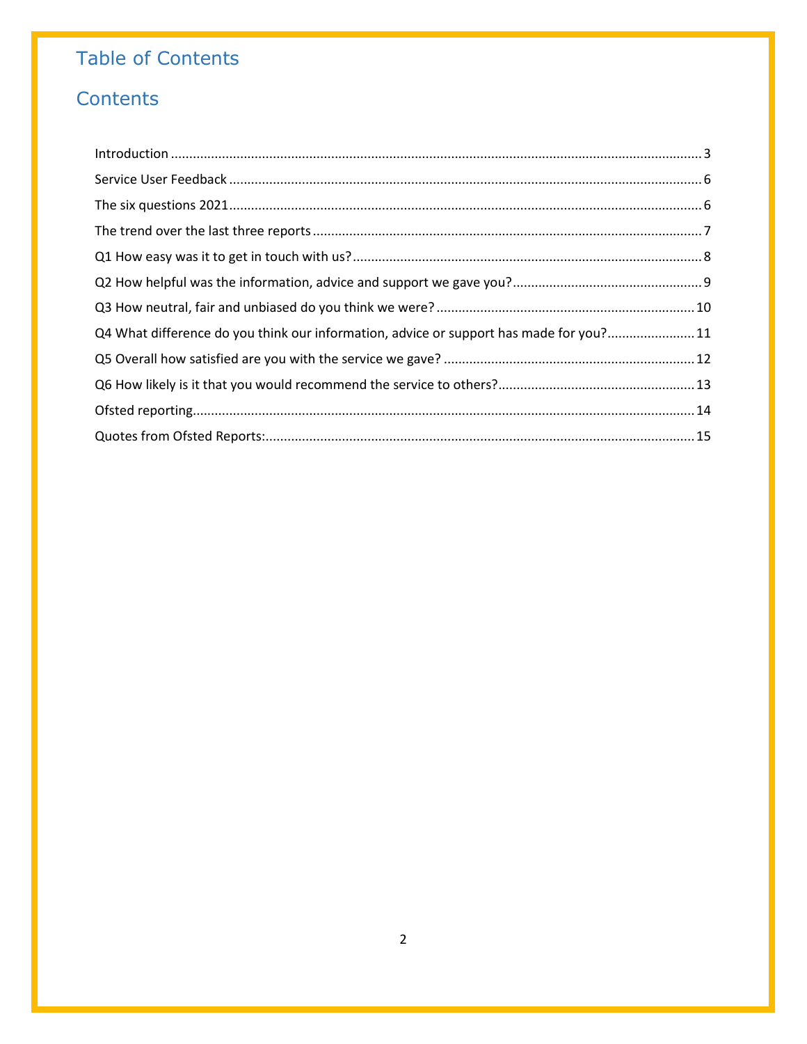# Table of Contents

## Contents

Introduction ........................................................................................................................................ 3

Service User Feedback ........................................................................................................................ 6

The six questions 2021 ........................................................................................................................ 6

The trend over the last three reports .................................................................................................. 7

Q1 How easy was it to get in touch with us? ........................................................................................ 8

Q2 How helpful was the information, advice and support we gave you? ............................................ 9

Q3 How neutral, fair and unbiased do you think we were? ................................................................ 10

Q4 What difference do you think our information, advice or support has made for you? ................. 11

Q5 Overall how satisfied are you with the service we gave? .............................................................. 12

Q6 How likely is it that you would recommend the service to others? ............................................... 13

Ofsted reporting ................................................................................................................................ 14

Quotes from Ofsted Reports: ............................................................................................................. 15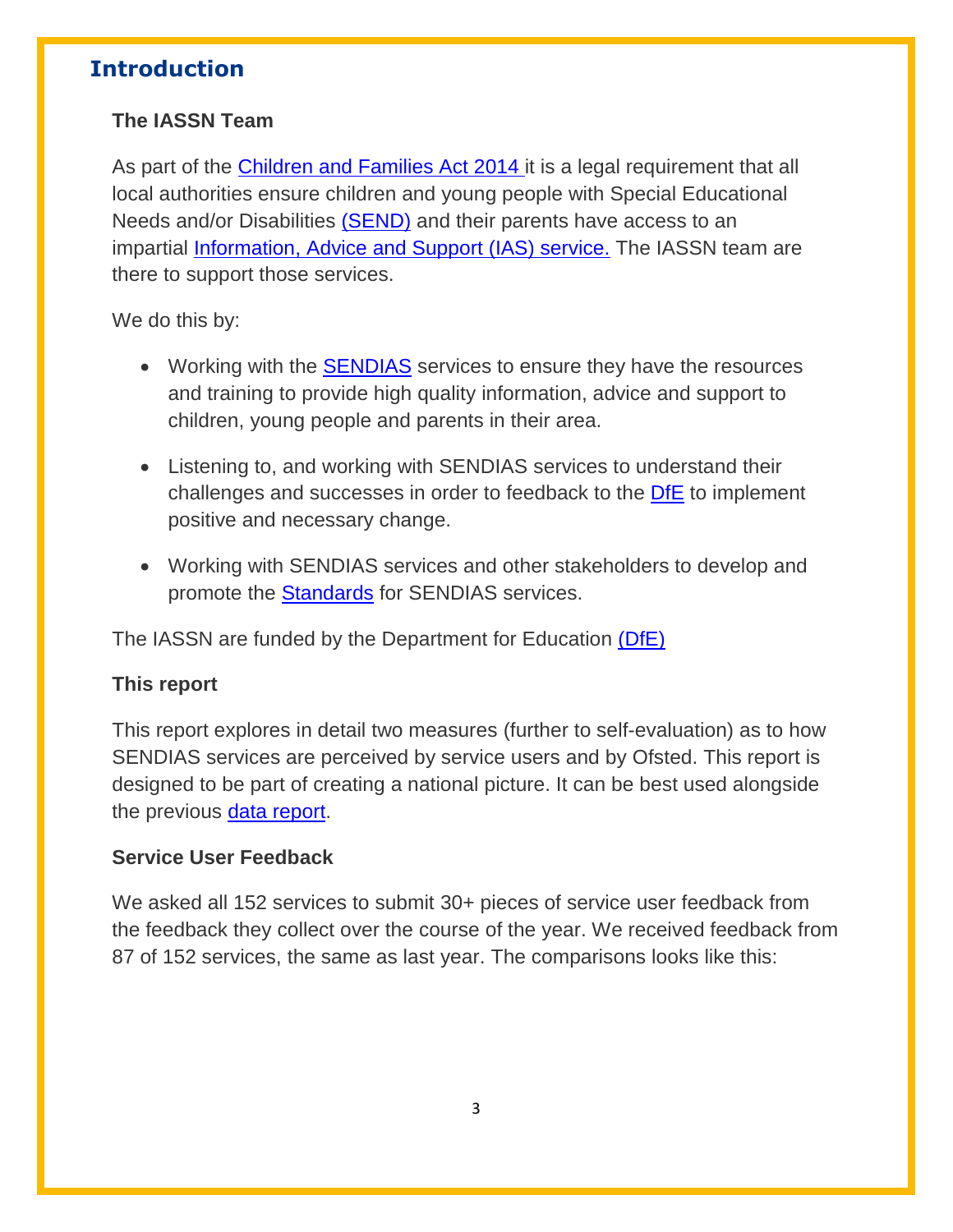## Introduction

### The IASSN Team

As part of the Children and Families Act 2014 it is a legal requirement that all local authorities ensure children and young people with Special Educational Needs and/or Disabilities (SEND) and their parents have access to an impartial Information, Advice and Support (IAS) service. The IASSN team are there to support those services.

We do this by:

- Working with the SENDIAS services to ensure they have the resources and training to provide high quality information, advice and support to children, young people and parents in their area.
- Listening to, and working with SENDIAS services to understand their challenges and successes in order to feedback to the DfE to implement positive and necessary change.
- Working with SENDIAS services and other stakeholders to develop and promote the Standards for SENDIAS services.

The IASSN are funded by the Department for Education (DfE)

### This report

This report explores in detail two measures (further to self-evaluation) as to how SENDIAS services are perceived by service users and by Ofsted. This report is designed to be part of creating a national picture. It can be best used alongside the previous data report.

### Service User Feedback

We asked all 152 services to submit 30+ pieces of service user feedback from the feedback they collect over the course of the year. We received feedback from 87 of 152 services, the same as last year. The comparisons looks like this: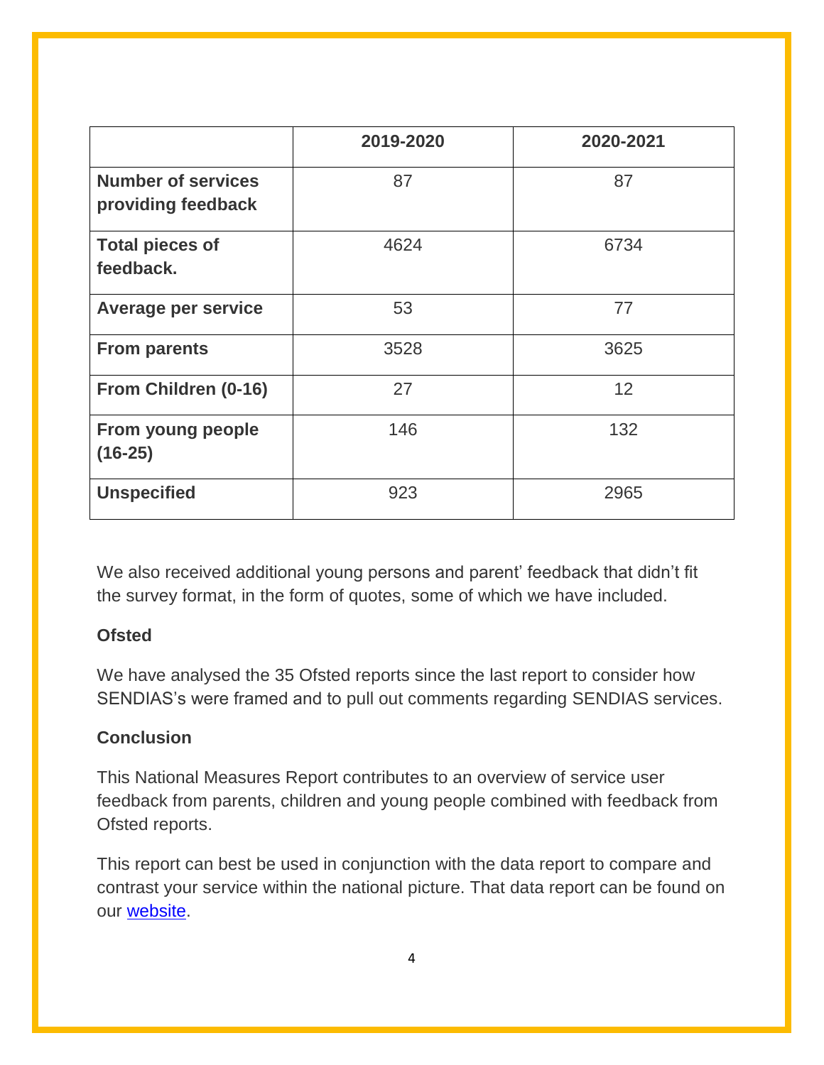| | 2019-2020 | 2020-2021 |
|---|---|---|
| **Number of services providing feedback** | 87 | 87 |
| **Total pieces of feedback.** | 4624 | 6734 |
| **Average per service** | 53 | 77 |
| **From parents** | 3528 | 3625 |
| **From Children (0-16)** | 27 | 12 |
| **From young people (16-25)** | 146 | 132 |
| **Unspecified** | 923 | 2965 |

We also received additional young persons and parent' feedback that didn't fit the survey format, in the form of quotes, some of which we have included.

**Ofsted**

We have analysed the 35 Ofsted reports since the last report to consider how SENDIAS's were framed and to pull out comments regarding SENDIAS services.

**Conclusion**

This National Measures Report contributes to an overview of service user feedback from parents, children and young people combined with feedback from Ofsted reports.

This report can best be used in conjunction with the data report to compare and contrast your service within the national picture. That data report can be found on our website.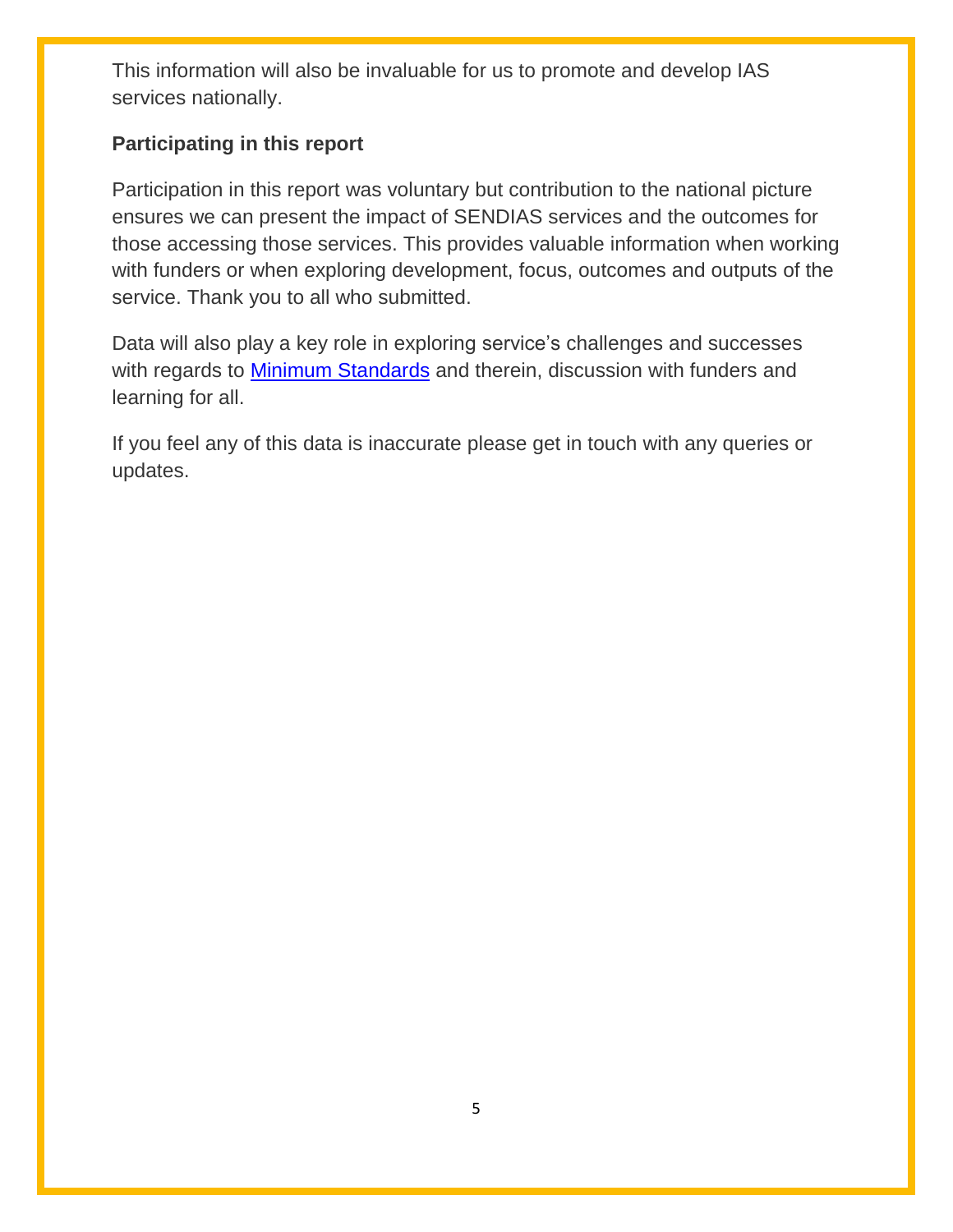This information will also be invaluable for us to promote and develop IAS services nationally.

**Participating in this report**

Participation in this report was voluntary but contribution to the national picture ensures we can present the impact of SENDIAS services and the outcomes for those accessing those services. This provides valuable information when working with funders or when exploring development, focus, outcomes and outputs of the service. Thank you to all who submitted.

Data will also play a key role in exploring service's challenges and successes with regards to Minimum Standards and therein, discussion with funders and learning for all.

If you feel any of this data is inaccurate please get in touch with any queries or updates.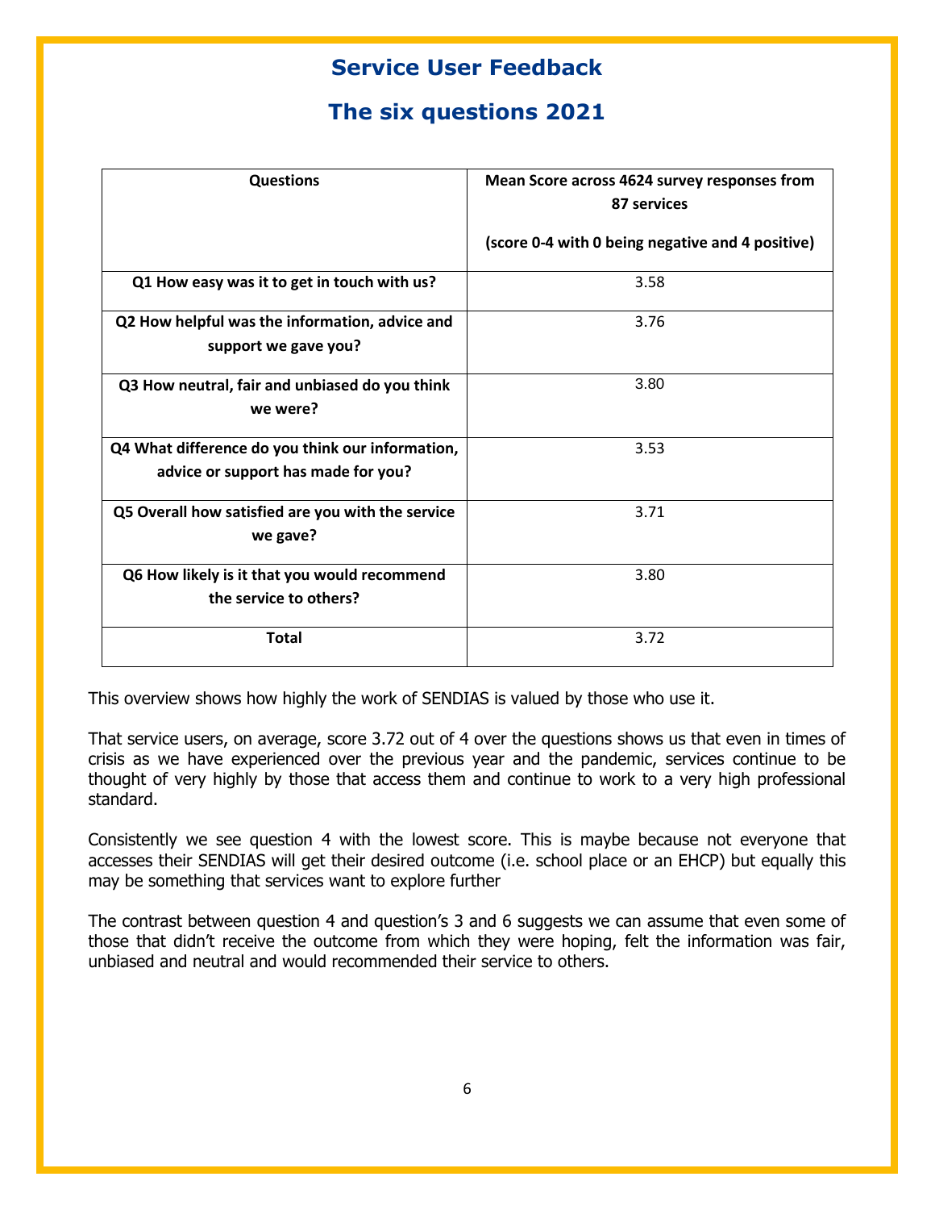# Service User Feedback

## The six questions 2021

| Questions | Mean Score across 4624 survey responses from 87 services<br><br>(score 0-4 with 0 being negative and 4 positive) |
|---|---|
| **Q1 How easy was it to get in touch with us?** | 3.58 |
| **Q2 How helpful was the information, advice and support we gave you?** | 3.76 |
| **Q3 How neutral, fair and unbiased do you think we were?** | 3.80 |
| **Q4 What difference do you think our information, advice or support has made for you?** | 3.53 |
| **Q5 Overall how satisfied are you with the service we gave?** | 3.71 |
| **Q6 How likely is it that you would recommend the service to others?** | 3.80 |
| **Total** | 3.72 |

This overview shows how highly the work of SENDIAS is valued by those who use it.

That service users, on average, score 3.72 out of 4 over the questions shows us that even in times of crisis as we have experienced over the previous year and the pandemic, services continue to be thought of very highly by those that access them and continue to work to a very high professional standard.

Consistently we see question 4 with the lowest score. This is maybe because not everyone that accesses their SENDIAS will get their desired outcome (i.e. school place or an EHCP) but equally this may be something that services want to explore further

The contrast between question 4 and question's 3 and 6 suggests we can assume that even some of those that didn't receive the outcome from which they were hoping, felt the information was fair, unbiased and neutral and would recommended their service to others.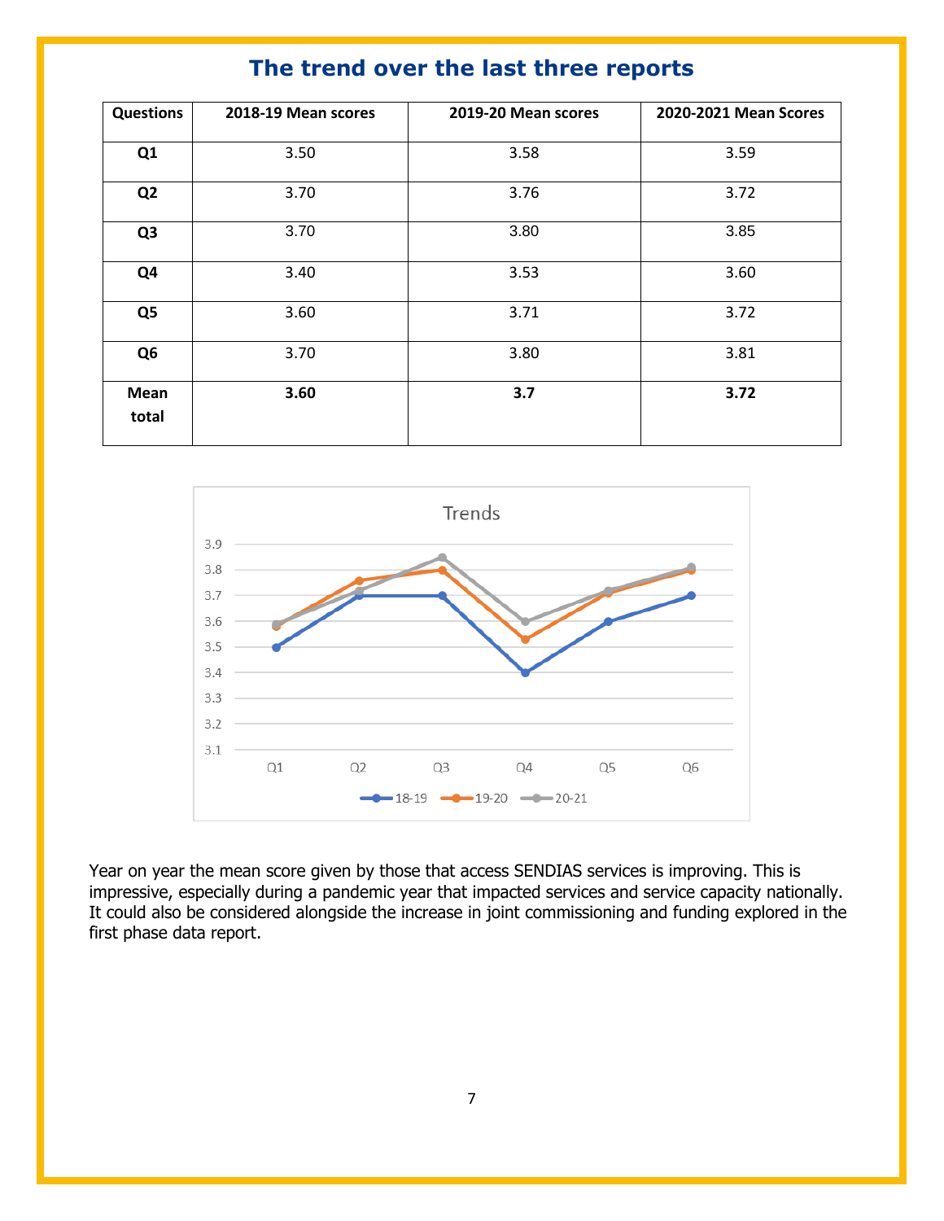## The trend over the last three reports

| Questions | 2018-19 Mean scores | 2019-20 Mean scores | 2020-2021 Mean Scores |
|---|---|---|---|
| **Q1** | 3.50 | 3.58 | 3.59 |
| **Q2** | 3.70 | 3.76 | 3.72 |
| **Q3** | 3.70 | 3.80 | 3.85 |
| **Q4** | 3.40 | 3.53 | 3.60 |
| **Q5** | 3.60 | 3.71 | 3.72 |
| **Q6** | 3.70 | 3.80 | 3.81 |
| **Mean total** | **3.60** | **3.7** | **3.72** |

Year on year the mean score given by those that access SENDIAS services is improving. This is impressive, especially during a pandemic year that impacted services and service capacity nationally. It could also be considered alongside the increase in joint commissioning and funding explored in the first phase data report.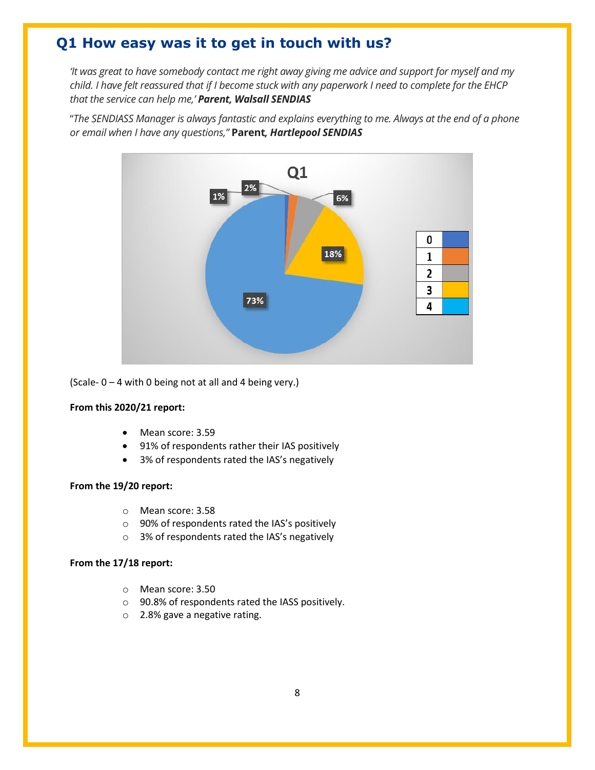## Q1 How easy was it to get in touch with us?

*'It was great to have somebody contact me right away giving me advice and support for myself and my child. I have felt reassured that if I become stuck with any paperwork I need to complete for the EHCP that the service can help me,'* ***Parent, Walsall SENDIAS***

"*The SENDIASS Manager is always fantastic and explains everything to me. Always at the end of a phone or email when I have any questions,"* **Parent*, Hartlepool SENDIAS***

(Scale- 0 – 4 with 0 being not at all and 4 being very.)

**From this 2020/21 report:**

- Mean score: 3.59
- 91% of respondents rather their IAS positively
- 3% of respondents rated the IAS's negatively

**From the 19/20 report:**

- Mean score: 3.58
- 90% of respondents rated the IAS's positively
- 3% of respondents rated the IAS's negatively

**From the 17/18 report:**

- Mean score: 3.50
- 90.8% of respondents rated the IASS positively.
- 2.8% gave a negative rating.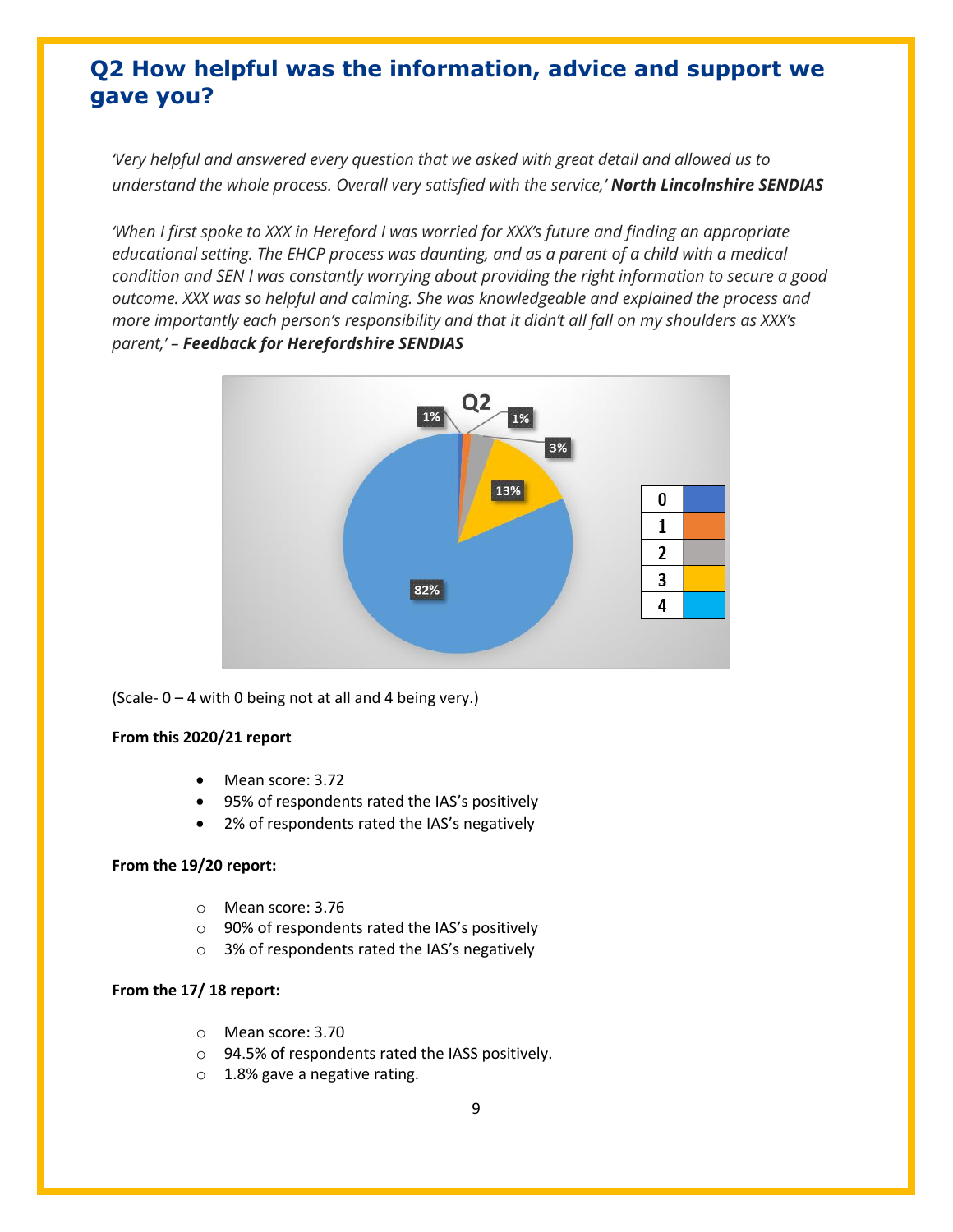## Q2 How helpful was the information, advice and support we gave you?

*'Very helpful and answered every question that we asked with great detail and allowed us to understand the whole process. Overall very satisfied with the service,'* ***North Lincolnshire SENDIAS***

*'When I first spoke to XXX in Hereford I was worried for XXX's future and finding an appropriate educational setting. The EHCP process was daunting, and as a parent of a child with a medical condition and SEN I was constantly worrying about providing the right information to secure a good outcome. XXX was so helpful and calming. She was knowledgeable and explained the process and more importantly each person's responsibility and that it didn't all fall on my shoulders as XXX's parent,'* – ***Feedback for Herefordshire SENDIAS***

(Scale- 0 – 4 with 0 being not at all and 4 being very.)

**From this 2020/21 report**

- Mean score: 3.72
- 95% of respondents rated the IAS's positively
- 2% of respondents rated the IAS's negatively

**From the 19/20 report:**

- Mean score: 3.76
- 90% of respondents rated the IAS's positively
- 3% of respondents rated the IAS's negatively

**From the 17/ 18 report:**

- Mean score: 3.70
- 94.5% of respondents rated the IASS positively.
- 1.8% gave a negative rating.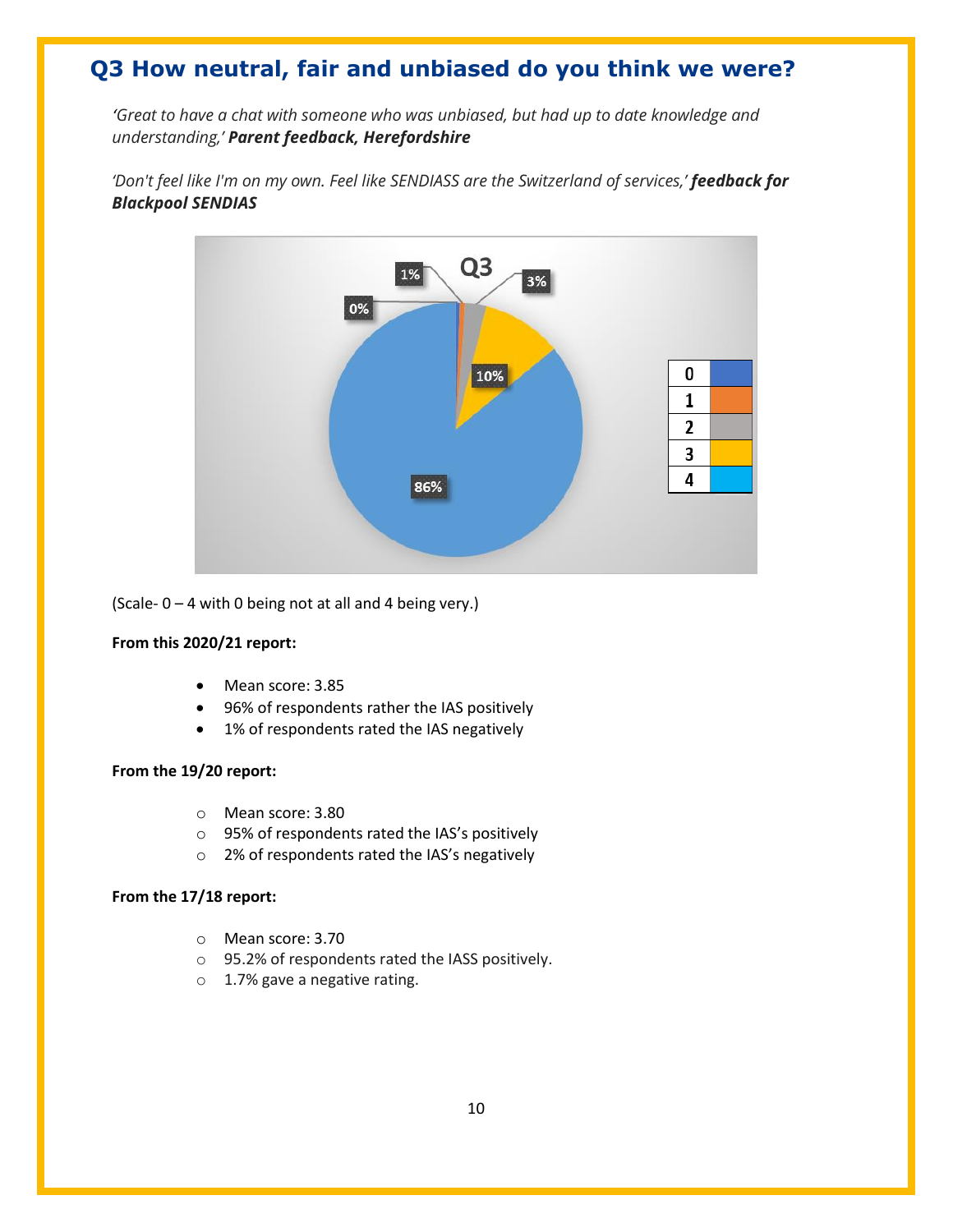## Q3 How neutral, fair and unbiased do you think we were?

*'Great to have a chat with someone who was unbiased, but had up to date knowledge and understanding,'* ***Parent feedback, Herefordshire***

*'Don't feel like I'm on my own. Feel like SENDIASS are the Switzerland of services,'* ***feedback for Blackpool SENDIAS***

(Scale- 0 – 4 with 0 being not at all and 4 being very.)

**From this 2020/21 report:**

- Mean score: 3.85
- 96% of respondents rather the IAS positively
- 1% of respondents rated the IAS negatively

**From the 19/20 report:**

- Mean score: 3.80
- 95% of respondents rated the IAS's positively
- 2% of respondents rated the IAS's negatively

**From the 17/18 report:**

- Mean score: 3.70
- 95.2% of respondents rated the IASS positively.
- 1.7% gave a negative rating.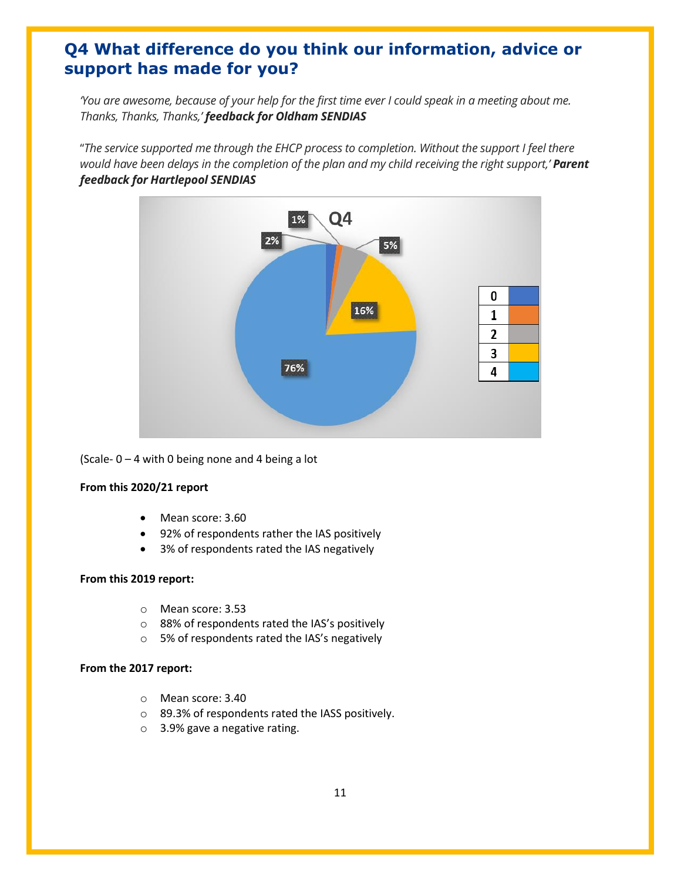## Q4 What difference do you think our information, advice or support has made for you?

*'You are awesome, because of your help for the first time ever I could speak in a meeting about me. Thanks, Thanks, Thanks,' **feedback for Oldham SENDIAS***

*"The service supported me through the EHCP process to completion. Without the support I feel there would have been delays in the completion of the plan and my child receiving the right support,' **Parent feedback for Hartlepool SENDIAS***

(Scale- 0 – 4 with 0 being none and 4 being a lot

**From this 2020/21 report**

- Mean score: 3.60
- 92% of respondents rather the IAS positively
- 3% of respondents rated the IAS negatively

**From this 2019 report:**

- Mean score: 3.53
- 88% of respondents rated the IAS's positively
- 5% of respondents rated the IAS's negatively

**From the 2017 report:**

- Mean score: 3.40
- 89.3% of respondents rated the IASS positively.
- 3.9% gave a negative rating.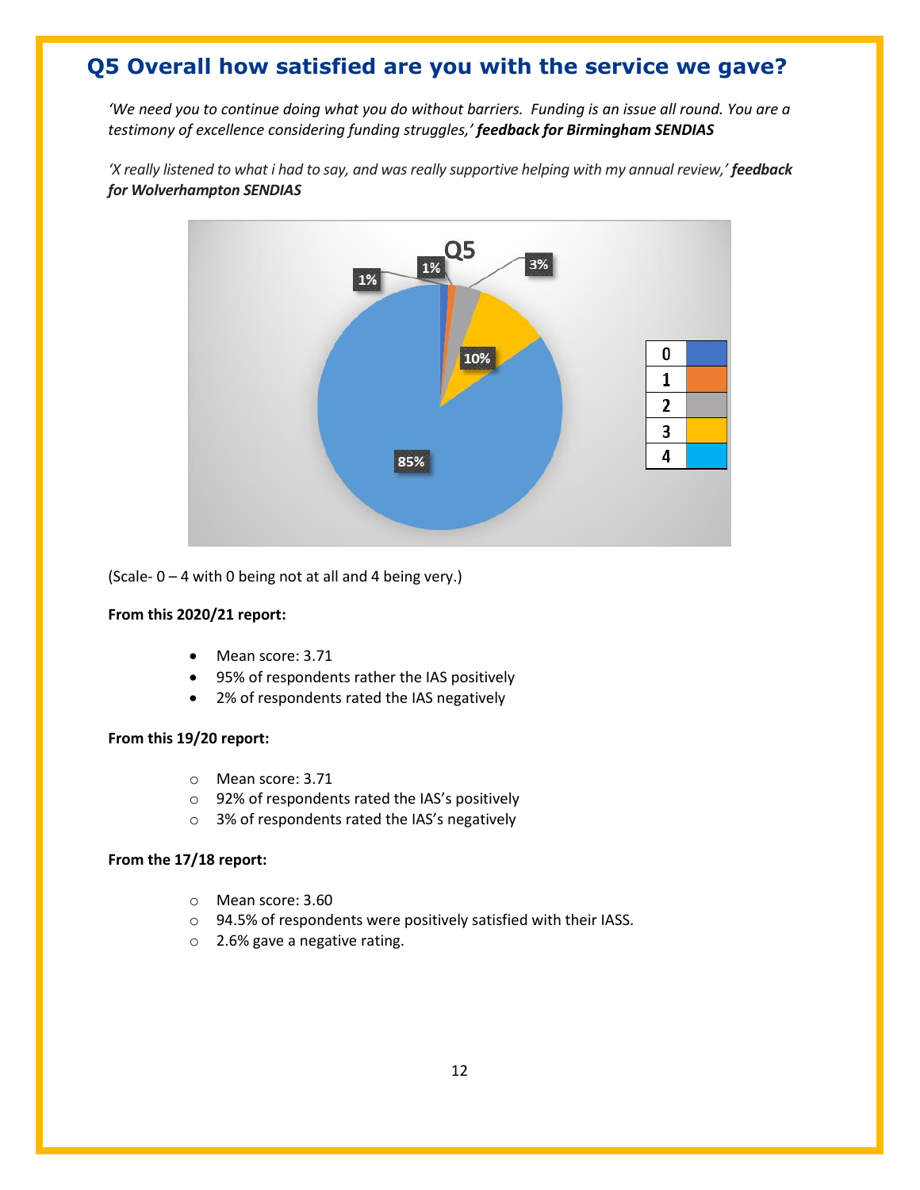## Q5 Overall how satisfied are you with the service we gave?

*'We need you to continue doing what you do without barriers. Funding is an issue all round. You are a testimony of excellence considering funding struggles,'* ***feedback for Birmingham SENDIAS***

*'X really listened to what i had to say, and was really supportive helping with my annual review,'* ***feedback for Wolverhampton SENDIAS***

(Scale- 0 – 4 with 0 being not at all and 4 being very.)

**From this 2020/21 report:**

- Mean score: 3.71
- 95% of respondents rather the IAS positively
- 2% of respondents rated the IAS negatively

**From this 19/20 report:**

- Mean score: 3.71
- 92% of respondents rated the IAS's positively
- 3% of respondents rated the IAS's negatively

**From the 17/18 report:**

- Mean score: 3.60
- 94.5% of respondents were positively satisfied with their IASS.
- 2.6% gave a negative rating.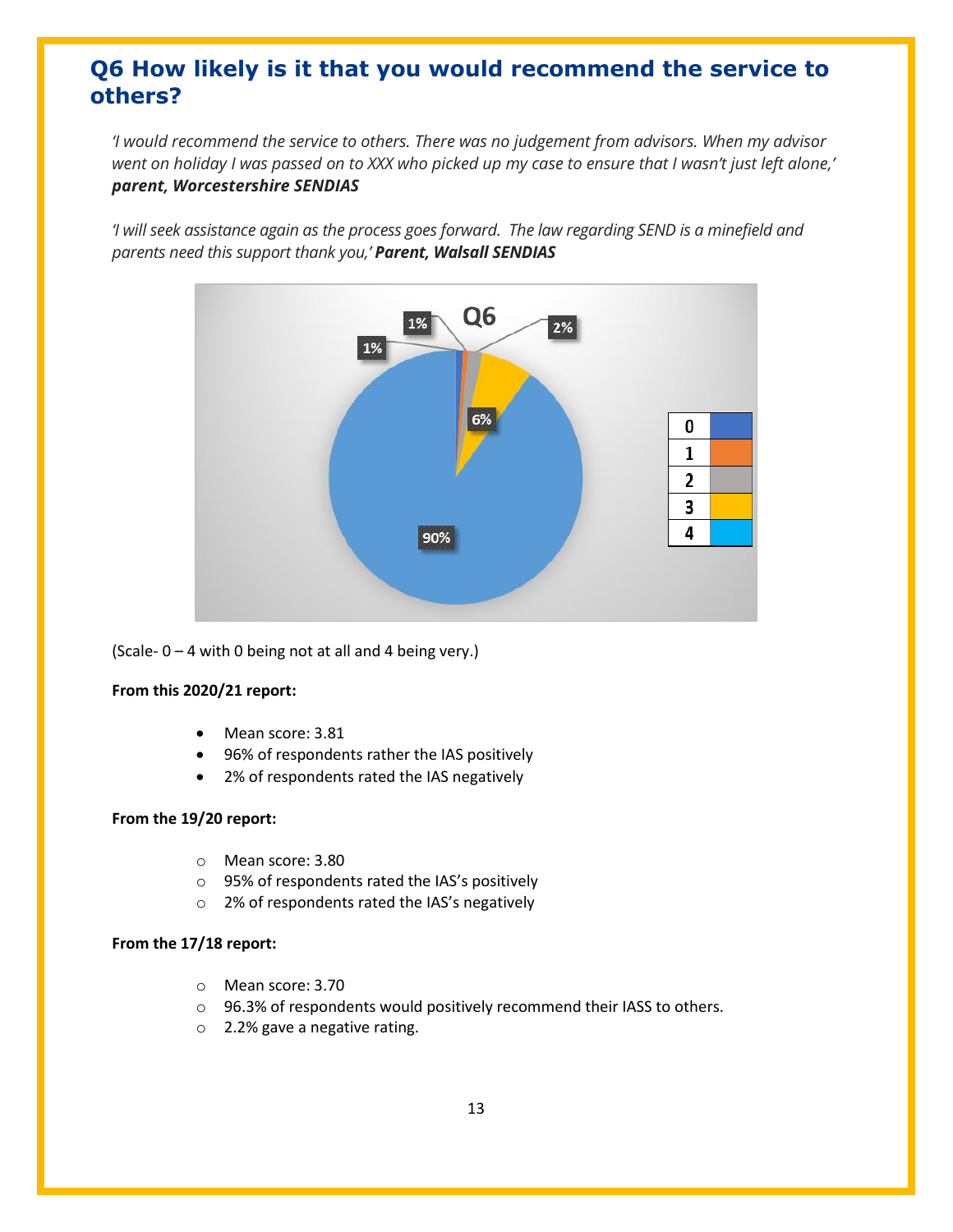## Q6 How likely is it that you would recommend the service to others?

*'I would recommend the service to others. There was no judgement from advisors. When my advisor went on holiday I was passed on to XXX who picked up my case to ensure that I wasn't just left alone,'* ***parent, Worcestershire SENDIAS***

*'I will seek assistance again as the process goes forward. The law regarding SEND is a minefield and parents need this support thank you,'* ***Parent, Walsall SENDIAS***

(Scale- 0 – 4 with 0 being not at all and 4 being very.)

**From this 2020/21 report:**

- Mean score: 3.81
- 96% of respondents rather the IAS positively
- 2% of respondents rated the IAS negatively

**From the 19/20 report:**

- Mean score: 3.80
- 95% of respondents rated the IAS's positively
- 2% of respondents rated the IAS's negatively

**From the 17/18 report:**

- Mean score: 3.70
- 96.3% of respondents would positively recommend their IASS to others.
- 2.2% gave a negative rating.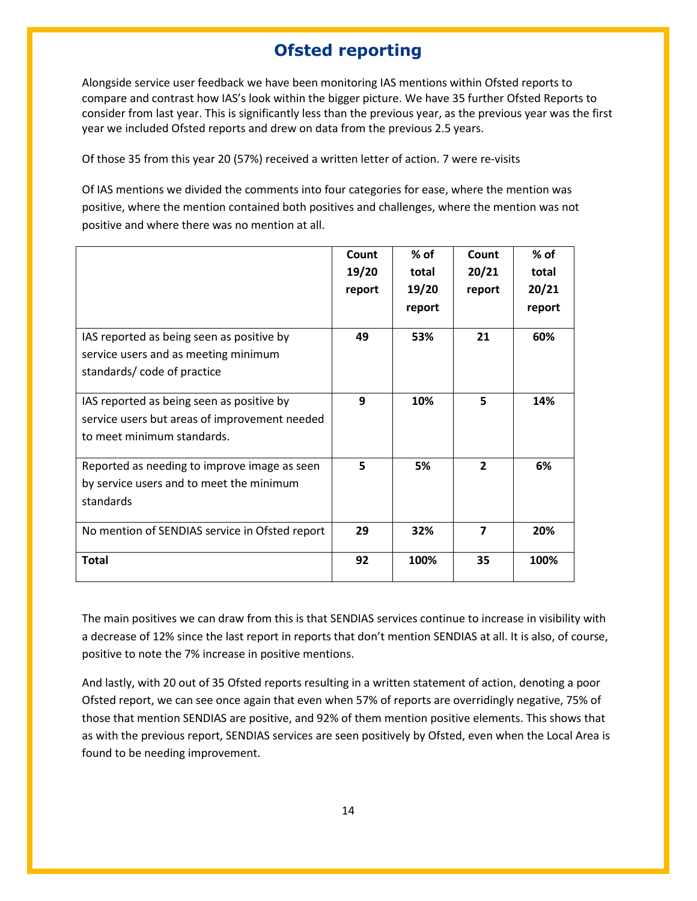# Ofsted reporting

Alongside service user feedback we have been monitoring IAS mentions within Ofsted reports to compare and contrast how IAS's look within the bigger picture. We have 35 further Ofsted Reports to consider from last year. This is significantly less than the previous year, as the previous year was the first year we included Ofsted reports and drew on data from the previous 2.5 years.

Of those 35 from this year 20 (57%) received a written letter of action. 7 were re-visits

Of IAS mentions we divided the comments into four categories for ease, where the mention was positive, where the mention contained both positives and challenges, where the mention was not positive and where there was no mention at all.

| | Count 19/20 report | % of total 19/20 report | Count 20/21 report | % of total 20/21 report |
|---|---|---|---|---|
| IAS reported as being seen as positive by service users and as meeting minimum standards/ code of practice | **49** | **53%** | **21** | **60%** |
| IAS reported as being seen as positive by service users but areas of improvement needed to meet minimum standards. | **9** | **10%** | **5** | **14%** |
| Reported as needing to improve image as seen by service users and to meet the minimum standards | **5** | **5%** | **2** | **6%** |
| No mention of SENDIAS service in Ofsted report | **29** | **32%** | **7** | **20%** |
| **Total** | **92** | **100%** | **35** | **100%** |

The main positives we can draw from this is that SENDIAS services continue to increase in visibility with a decrease of 12% since the last report in reports that don't mention SENDIAS at all. It is also, of course, positive to note the 7% increase in positive mentions.

And lastly, with 20 out of 35 Ofsted reports resulting in a written statement of action, denoting a poor Ofsted report, we can see once again that even when 57% of reports are overridingly negative, 75% of those that mention SENDIAS are positive, and 92% of them mention positive elements. This shows that as with the previous report, SENDIAS services are seen positively by Ofsted, even when the Local Area is found to be needing improvement.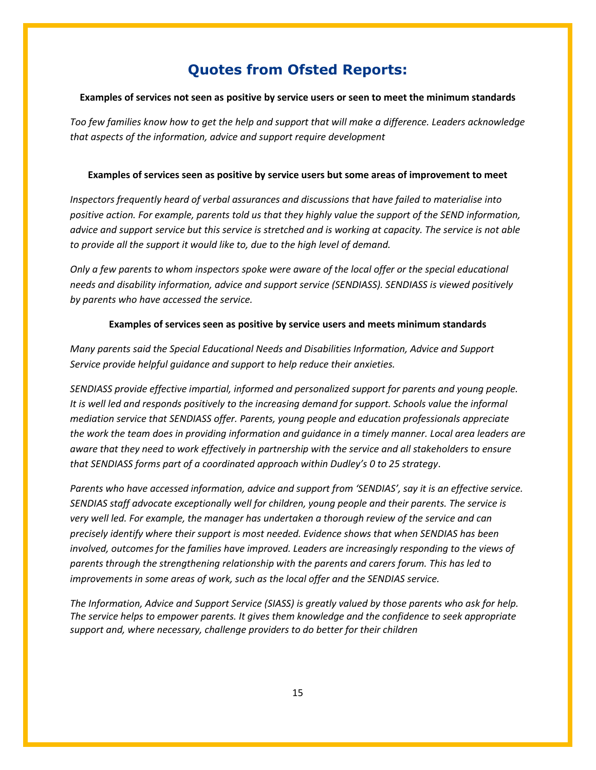# Quotes from Ofsted Reports:

**Examples of services not seen as positive by service users or seen to meet the minimum standards**

*Too few families know how to get the help and support that will make a difference. Leaders acknowledge that aspects of the information, advice and support require development*

**Examples of services seen as positive by service users but some areas of improvement to meet**

*Inspectors frequently heard of verbal assurances and discussions that have failed to materialise into positive action. For example, parents told us that they highly value the support of the SEND information, advice and support service but this service is stretched and is working at capacity. The service is not able to provide all the support it would like to, due to the high level of demand.*

*Only a few parents to whom inspectors spoke were aware of the local offer or the special educational needs and disability information, advice and support service (SENDIASS). SENDIASS is viewed positively by parents who have accessed the service.*

**Examples of services seen as positive by service users and meets minimum standards**

*Many parents said the Special Educational Needs and Disabilities Information, Advice and Support Service provide helpful guidance and support to help reduce their anxieties.*

*SENDIASS provide effective impartial, informed and personalized support for parents and young people. It is well led and responds positively to the increasing demand for support. Schools value the informal mediation service that SENDIASS offer. Parents, young people and education professionals appreciate the work the team does in providing information and guidance in a timely manner. Local area leaders are aware that they need to work effectively in partnership with the service and all stakeholders to ensure that SENDIASS forms part of a coordinated approach within Dudley's 0 to 25 strategy*.

*Parents who have accessed information, advice and support from 'SENDIAS', say it is an effective service. SENDIAS staff advocate exceptionally well for children, young people and their parents. The service is very well led. For example, the manager has undertaken a thorough review of the service and can precisely identify where their support is most needed. Evidence shows that when SENDIAS has been involved, outcomes for the families have improved. Leaders are increasingly responding to the views of parents through the strengthening relationship with the parents and carers forum. This has led to improvements in some areas of work, such as the local offer and the SENDIAS service.*

*The Information, Advice and Support Service (SIASS) is greatly valued by those parents who ask for help. The service helps to empower parents. It gives them knowledge and the confidence to seek appropriate support and, where necessary, challenge providers to do better for their children*